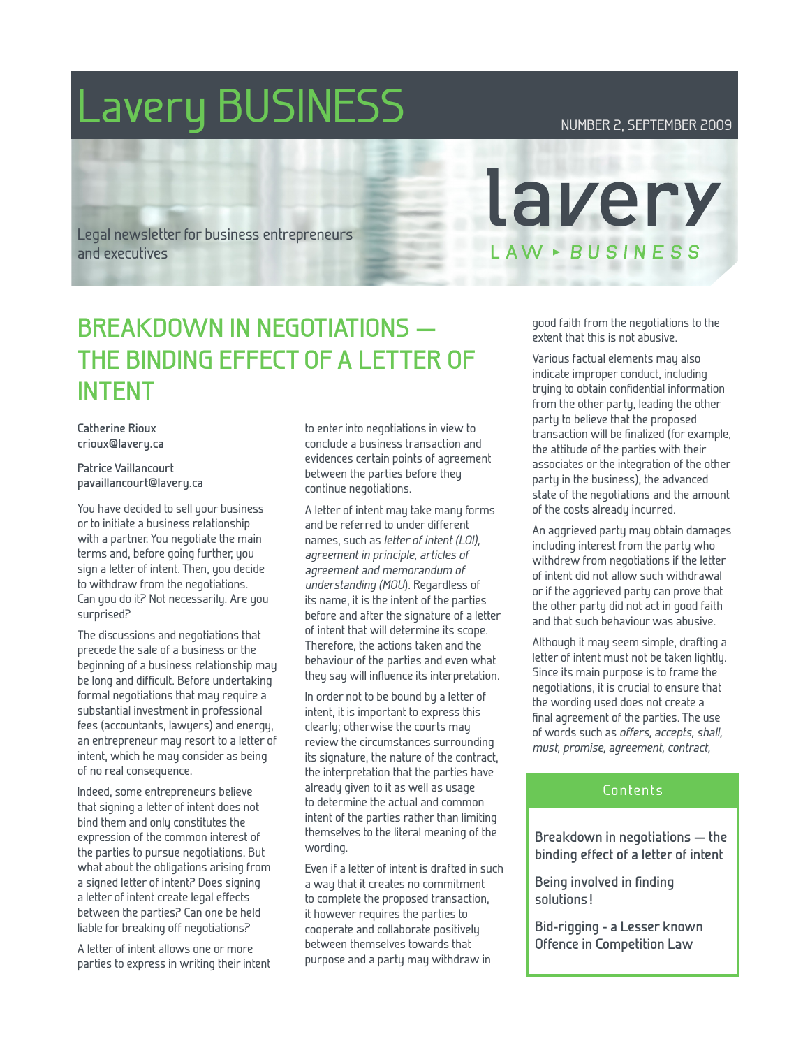# Lavery BUSINESS

NUMBER 2, SEPTEMBER 2009

Legal newsletter for business entrepreneurs and executives

lavery

LAW ▸ BUSINESS

## BREAKDOWN IN NEGOTIATIONS — THE BINDING EFFECT OF A LETTER OF INTENT

**Catherine Rioux**
**crioux@lavery.ca**

**Patrice Vaillancourt**
**pavaillancourt@lavery.ca**

You have decided to sell your business or to initiate a business relationship with a partner. You negotiate the main terms and, before going further, you sign a letter of intent. Then, you decide to withdraw from the negotiations. Can you do it? Not necessarily. Are you surprised?

The discussions and negotiations that precede the sale of a business or the beginning of a business relationship may be long and difficult. Before undertaking formal negotiations that may require a substantial investment in professional fees (accountants, lawyers) and energy, an entrepreneur may resort to a letter of intent, which he may consider as being of no real consequence.

Indeed, some entrepreneurs believe that signing a letter of intent does not bind them and only constitutes the expression of the common interest of the parties to pursue negotiations. But what about the obligations arising from a signed letter of intent? Does signing a letter of intent create legal effects between the parties? Can one be held liable for breaking off negotiations?

A letter of intent allows one or more parties to express in writing their intent to enter into negotiations in view to conclude a business transaction and evidences certain points of agreement between the parties before they continue negotiations.

A letter of intent may take many forms and be referred to under different names, such as *letter of intent (LOI), agreement in principle, articles of agreement and memorandum of understanding (MOU)*. Regardless of its name, it is the intent of the parties before and after the signature of a letter of intent that will determine its scope. Therefore, the actions taken and the behaviour of the parties and even what they say will influence its interpretation.

In order not to be bound by a letter of intent, it is important to express this clearly; otherwise the courts may review the circumstances surrounding its signature, the nature of the contract, the interpretation that the parties have already given to it as well as usage to determine the actual and common intent of the parties rather than limiting themselves to the literal meaning of the wording.

Even if a letter of intent is drafted in such a way that it creates no commitment to complete the proposed transaction, it however requires the parties to cooperate and collaborate positively between themselves towards that purpose and a party may withdraw in good faith from the negotiations to the extent that this is not abusive.

Various factual elements may also indicate improper conduct, including trying to obtain confidential information from the other party, leading the other party to believe that the proposed transaction will be finalized (for example, the attitude of the parties with their associates or the integration of the other party in the business), the advanced state of the negotiations and the amount of the costs already incurred.

An aggrieved party may obtain damages including interest from the party who withdrew from negotiations if the letter of intent did not allow such withdrawal or if the aggrieved party can prove that the other party did not act in good faith and that such behaviour was abusive.

Although it may seem simple, drafting a letter of intent must not be taken lightly. Since its main purpose is to frame the negotiations, it is crucial to ensure that the wording used does not create a final agreement of the parties. The use of words such as *offers, accepts, shall, must, promise, agreement, contract,*

**Contents**

- **Breakdown in negotiations — the binding effect of a letter of intent**
- **Being involved in finding solutions!**
- **Bid-rigging - a Lesser known Offence in Competition Law**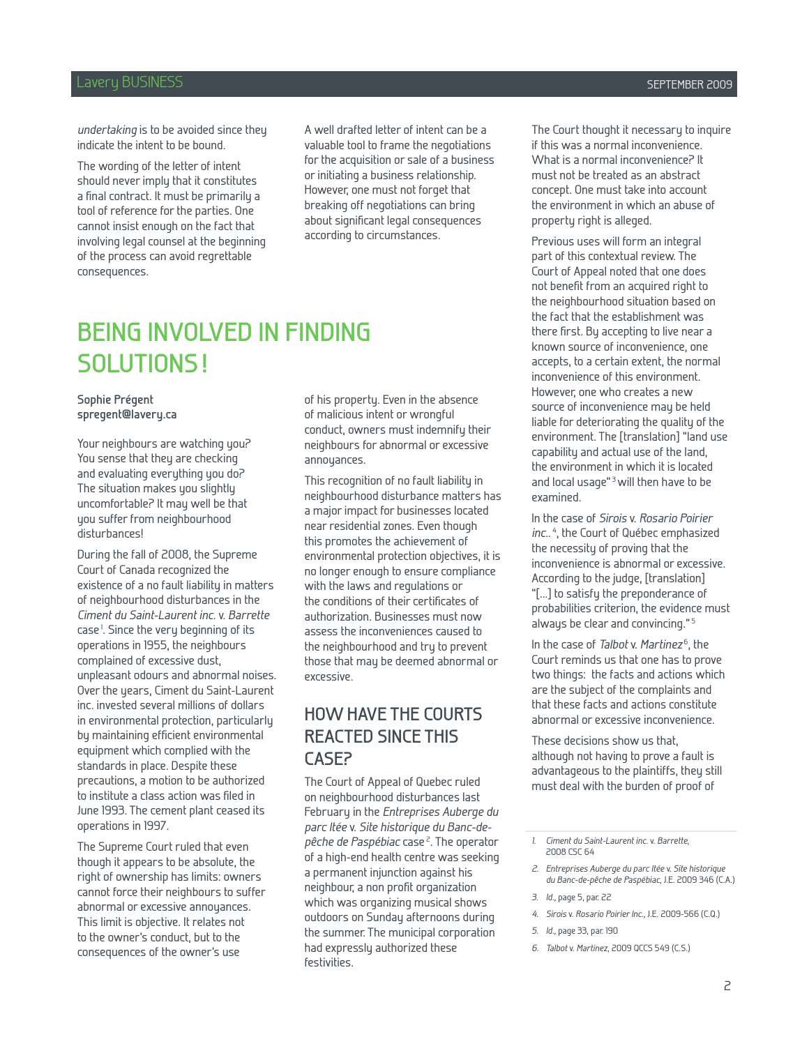*undertaking* is to be avoided since they indicate the intent to be bound.

The wording of the letter of intent should never imply that it constitutes a final contract. It must be primarily a tool of reference for the parties. One cannot insist enough on the fact that involving legal counsel at the beginning of the process can avoid regrettable consequences.

A well drafted letter of intent can be a valuable tool to frame the negotiations for the acquisition or sale of a business or initiating a business relationship. However, one must not forget that breaking off negotiations can bring about significant legal consequences according to circumstances.

# BEING INVOLVED IN FINDING SOLUTIONS!

**Sophie Prégent**
**spregent@lavery.ca**

Your neighbours are watching you? You sense that they are checking and evaluating everything you do? The situation makes you slightly uncomfortable? It may well be that you suffer from neighbourhood disturbances!

During the fall of 2008, the Supreme Court of Canada recognized the existence of a no fault liability in matters of neighbourhood disturbances in the *Ciment du Saint-Laurent inc.* v. *Barrette* case[1]. Since the very beginning of its operations in 1955, the neighbours complained of excessive dust, unpleasant odours and abnormal noises. Over the years, Ciment du Saint-Laurent inc. invested several millions of dollars in environmental protection, particularly by maintaining efficient environmental equipment which complied with the standards in place. Despite these precautions, a motion to be authorized to institute a class action was filed in June 1993. The cement plant ceased its operations in 1997.

The Supreme Court ruled that even though it appears to be absolute, the right of ownership has limits: owners cannot force their neighbours to suffer abnormal or excessive annoyances. This limit is objective. It relates not to the owner's conduct, but to the consequences of the owner's use of his property. Even in the absence of malicious intent or wrongful conduct, owners must indemnify their neighbours for abnormal or excessive annoyances.

This recognition of no fault liability in neighbourhood disturbance matters has a major impact for businesses located near residential zones. Even though this promotes the achievement of environmental protection objectives, it is no longer enough to ensure compliance with the laws and regulations or the conditions of their certificates of authorization. Businesses must now assess the inconveniences caused to the neighbourhood and try to prevent those that may be deemed abnormal or excessive.

## HOW HAVE THE COURTS REACTED SINCE THIS CASE?

The Court of Appeal of Quebec ruled on neighbourhood disturbances last February in the *Entreprises Auberge du parc ltée* v. *Site historique du Banc-de-pêche de Paspébiac* case[2]. The operator of a high-end health centre was seeking a permanent injunction against his neighbour, a non profit organization which was organizing musical shows outdoors on Sunday afternoons during the summer. The municipal corporation had expressly authorized these festivities.

The Court thought it necessary to inquire if this was a normal inconvenience. What is a normal inconvenience? It must not be treated as an abstract concept. One must take into account the environment in which an abuse of property right is alleged.

Previous uses will form an integral part of this contextual review. The Court of Appeal noted that one does not benefit from an acquired right to the neighbourhood situation based on the fact that the establishment was there first. By accepting to live near a known source of inconvenience, one accepts, to a certain extent, the normal inconvenience of this environment. However, one who creates a new source of inconvenience may be held liable for deteriorating the quality of the environment. The [translation] "land use capability and actual use of the land, the environment in which it is located and local usage"[3] will then have to be examined.

In the case of *Sirois* v. *Rosario Poirier inc.*.[4], the Court of Québec emphasized the necessity of proving that the inconvenience is abnormal or excessive. According to the judge, [translation] "[...] to satisfy the preponderance of probabilities criterion, the evidence must always be clear and convincing."[5]

In the case of *Talbot* v. *Martinez*[6], the Court reminds us that one has to prove two things: the facts and actions which are the subject of the complaints and that these facts and actions constitute abnormal or excessive inconvenience.

These decisions show us that, although not having to prove a fault is advantageous to the plaintiffs, they still must deal with the burden of proof of

1. *Ciment du Saint-Laurent inc.* v. *Barrette*, 2008 CSC 64
2. *Entreprises Auberge du parc ltée* v. *Site historique du Banc-de-pêche de Paspébiac*, J.E. 2009 346 (C.A.)
3. *Id.*, page 5, par. 22
4. *Sirois* v. *Rosario Poirier Inc.*, J.E. 2009-566 (C.Q.)
5. *Id.*, page 33, par. 190
6. *Talbot* v. *Martinez*, 2009 QCCS 549 (C.S.)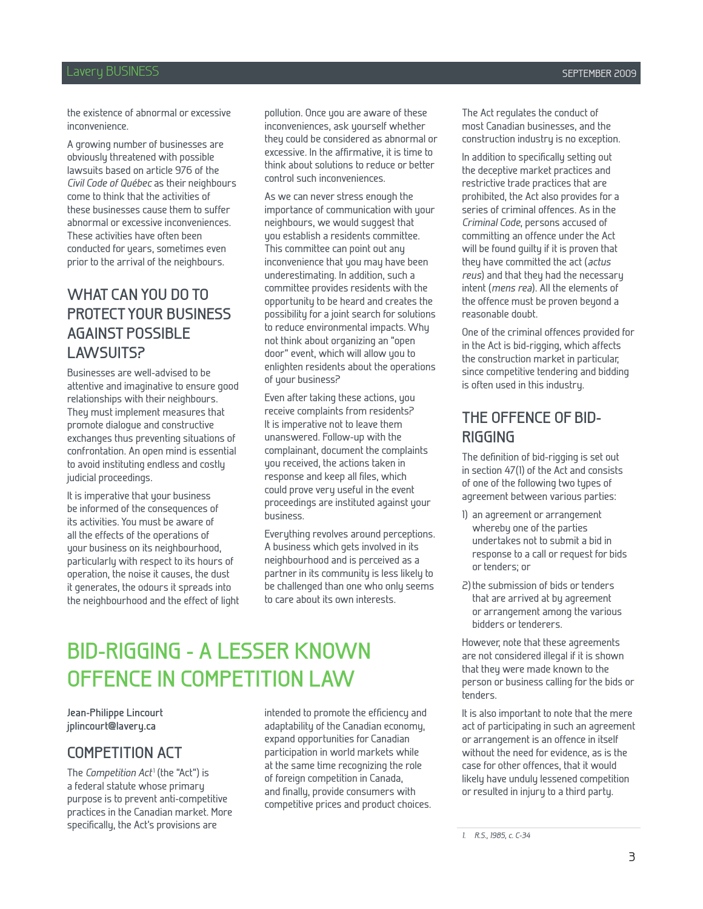the existence of abnormal or excessive inconvenience.

A growing number of businesses are obviously threatened with possible lawsuits based on article 976 of the *Civil Code of Québec* as their neighbours come to think that the activities of these businesses cause them to suffer abnormal or excessive inconveniences. These activities have often been conducted for years, sometimes even prior to the arrival of the neighbours.

## WHAT CAN YOU DO TO PROTECT YOUR BUSINESS AGAINST POSSIBLE LAWSUITS?

Businesses are well-advised to be attentive and imaginative to ensure good relationships with their neighbours. They must implement measures that promote dialogue and constructive exchanges thus preventing situations of confrontation. An open mind is essential to avoid instituting endless and costly judicial proceedings.

It is imperative that your business be informed of the consequences of its activities. You must be aware of all the effects of the operations of your business on its neighbourhood, particularly with respect to its hours of operation, the noise it causes, the dust it generates, the odours it spreads into the neighbourhood and the effect of light pollution. Once you are aware of these inconveniences, ask yourself whether they could be considered as abnormal or excessive. In the affirmative, it is time to think about solutions to reduce or better control such inconveniences.

As we can never stress enough the importance of communication with your neighbours, we would suggest that you establish a residents committee. This committee can point out any inconvenience that you may have been underestimating. In addition, such a committee provides residents with the opportunity to be heard and creates the possibility for a joint search for solutions to reduce environmental impacts. Why not think about organizing an "open door" event, which will allow you to enlighten residents about the operations of your business?

Even after taking these actions, you receive complaints from residents? It is imperative not to leave them unanswered. Follow-up with the complainant, document the complaints you received, the actions taken in response and keep all files, which could prove very useful in the event proceedings are instituted against your business.

Everything revolves around perceptions. A business which gets involved in its neighbourhood and is perceived as a partner in its community is less likely to be challenged than one who only seems to care about its own interests.

# BID-RIGGING - A LESSER KNOWN OFFENCE IN COMPETITION LAW

**Jean-Philippe Lincourt**
**jplincourt@lavery.ca**

## COMPETITION ACT

The *Competition Act*[1] (the "Act") is a federal statute whose primary purpose is to prevent anti-competitive practices in the Canadian market. More specifically, the Act's provisions are intended to promote the efficiency and adaptability of the Canadian economy, expand opportunities for Canadian participation in world markets while at the same time recognizing the role of foreign competition in Canada, and finally, provide consumers with competitive prices and product choices.

The Act regulates the conduct of most Canadian businesses, and the construction industry is no exception.

In addition to specifically setting out the deceptive market practices and restrictive trade practices that are prohibited, the Act also provides for a series of criminal offences. As in the *Criminal Code*, persons accused of committing an offence under the Act will be found guilty if it is proven that they have committed the act (*actus reus*) and that they had the necessary intent (*mens rea*). All the elements of the offence must be proven beyond a reasonable doubt.

One of the criminal offences provided for in the Act is bid-rigging, which affects the construction market in particular, since competitive tendering and bidding is often used in this industry.

## THE OFFENCE OF BID-RIGGING

The definition of bid-rigging is set out in section 47(1) of the Act and consists of one of the following two types of agreement between various parties:

1) an agreement or arrangement whereby one of the parties undertakes not to submit a bid in response to a call or request for bids or tenders; or
2) the submission of bids or tenders that are arrived at by agreement or arrangement among the various bidders or tenderers.

However, note that these agreements are not considered illegal if it is shown that they were made known to the person or business calling for the bids or tenders.

It is also important to note that the mere act of participating in such an agreement or arrangement is an offence in itself without the need for evidence, as is the case for other offences, that it would likely have unduly lessened competition or resulted in injury to a third party.

---

1. *R.S., 1985, c. C-34*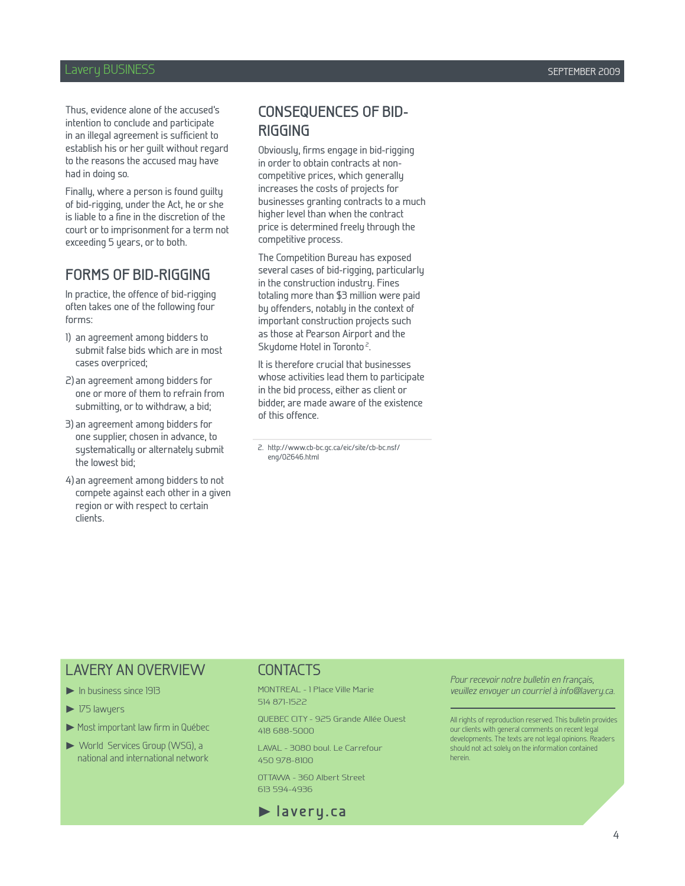Thus, evidence alone of the accused's intention to conclude and participate in an illegal agreement is sufficient to establish his or her guilt without regard to the reasons the accused may have had in doing so.

Finally, where a person is found guilty of bid-rigging, under the Act, he or she is liable to a fine in the discretion of the court or to imprisonment for a term not exceeding 5 years, or to both.

## FORMS OF BID-RIGGING

In practice, the offence of bid-rigging often takes one of the following four forms:

1) an agreement among bidders to submit false bids which are in most cases overpriced;
2) an agreement among bidders for one or more of them to refrain from submitting, or to withdraw, a bid;
3) an agreement among bidders for one supplier, chosen in advance, to systematically or alternately submit the lowest bid;
4) an agreement among bidders to not compete against each other in a given region or with respect to certain clients.

## CONSEQUENCES OF BID-RIGGING

Obviously, firms engage in bid-rigging in order to obtain contracts at non-competitive prices, which generally increases the costs of projects for businesses granting contracts to a much higher level than when the contract price is determined freely through the competitive process.

The Competition Bureau has exposed several cases of bid-rigging, particularly in the construction industry. Fines totaling more than $3 million were paid by offenders, notably in the context of important construction projects such as those at Pearson Airport and the Skydome Hotel in Toronto[2].

It is therefore crucial that businesses whose activities lead them to participate in the bid process, either as client or bidder, are made aware of the existence of this offence.

2. http://www.cb-bc.gc.ca/eic/site/cb-bc.nsf/eng/02646.html

## LAVERY AN OVERVIEW

- In business since 1913
- 175 lawyers
- Most important law firm in Québec
- World Services Group (WSG), a national and international network

## CONTACTS

MONTREAL - 1 Place Ville Marie
514 871-1522

QUEBEC CITY - 925 Grande Allée Ouest
418 688-5000

LAVAL - 3080 boul. Le Carrefour
450 978-8100

OTTAWA - 360 Albert Street
613 594-4936

▶ lavery.ca

*Pour recevoir notre bulletin en français, veuillez envoyer un courriel à info@lavery.ca.*

All rights of reproduction reserved. This bulletin provides our clients with general comments on recent legal developments. The texts are not legal opinions. Readers should not act solely on the information contained herein.